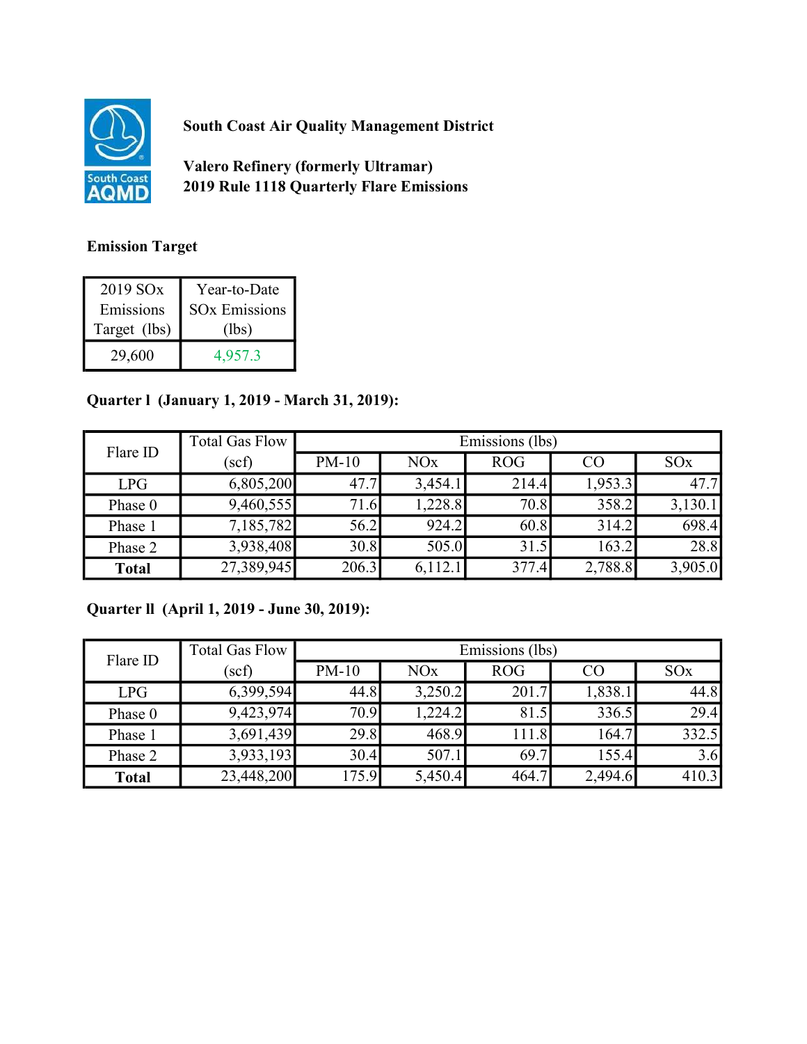**South Coast Air Quality Management District**

**Valero Refinery (formerly Ultramar)**
**2019 Rule 1118 Quarterly Flare Emissions**

**Emission Target**

| 2019 SOx Emissions Target (lbs) | Year-to-Date SOx Emissions (lbs) |
|---|---|
| 29,600 | 4,957.3 |

**Quarter l (January 1, 2019 - March 31, 2019):**

| Flare ID | Total Gas Flow (scf) | Emissions (lbs) | | | | |
|---|---|---|---|---|---|---|
| | | PM-10 | NOx | ROG | CO | SOx |
| LPG | 6,805,200 | 47.7 | 3,454.1 | 214.4 | 1,953.3 | 47.7 |
| Phase 0 | 9,460,555 | 71.6 | 1,228.8 | 70.8 | 358.2 | 3,130.1 |
| Phase 1 | 7,185,782 | 56.2 | 924.2 | 60.8 | 314.2 | 698.4 |
| Phase 2 | 3,938,408 | 30.8 | 505.0 | 31.5 | 163.2 | 28.8 |
| **Total** | 27,389,945 | 206.3 | 6,112.1 | 377.4 | 2,788.8 | 3,905.0 |

**Quarter ll (April 1, 2019 - June 30, 2019):**

| Flare ID | Total Gas Flow (scf) | Emissions (lbs) | | | | |
|---|---|---|---|---|---|---|
| | | PM-10 | NOx | ROG | CO | SOx |
| LPG | 6,399,594 | 44.8 | 3,250.2 | 201.7 | 1,838.1 | 44.8 |
| Phase 0 | 9,423,974 | 70.9 | 1,224.2 | 81.5 | 336.5 | 29.4 |
| Phase 1 | 3,691,439 | 29.8 | 468.9 | 111.8 | 164.7 | 332.5 |
| Phase 2 | 3,933,193 | 30.4 | 507.1 | 69.7 | 155.4 | 3.6 |
| **Total** | 23,448,200 | 175.9 | 5,450.4 | 464.7 | 2,494.6 | 410.3 |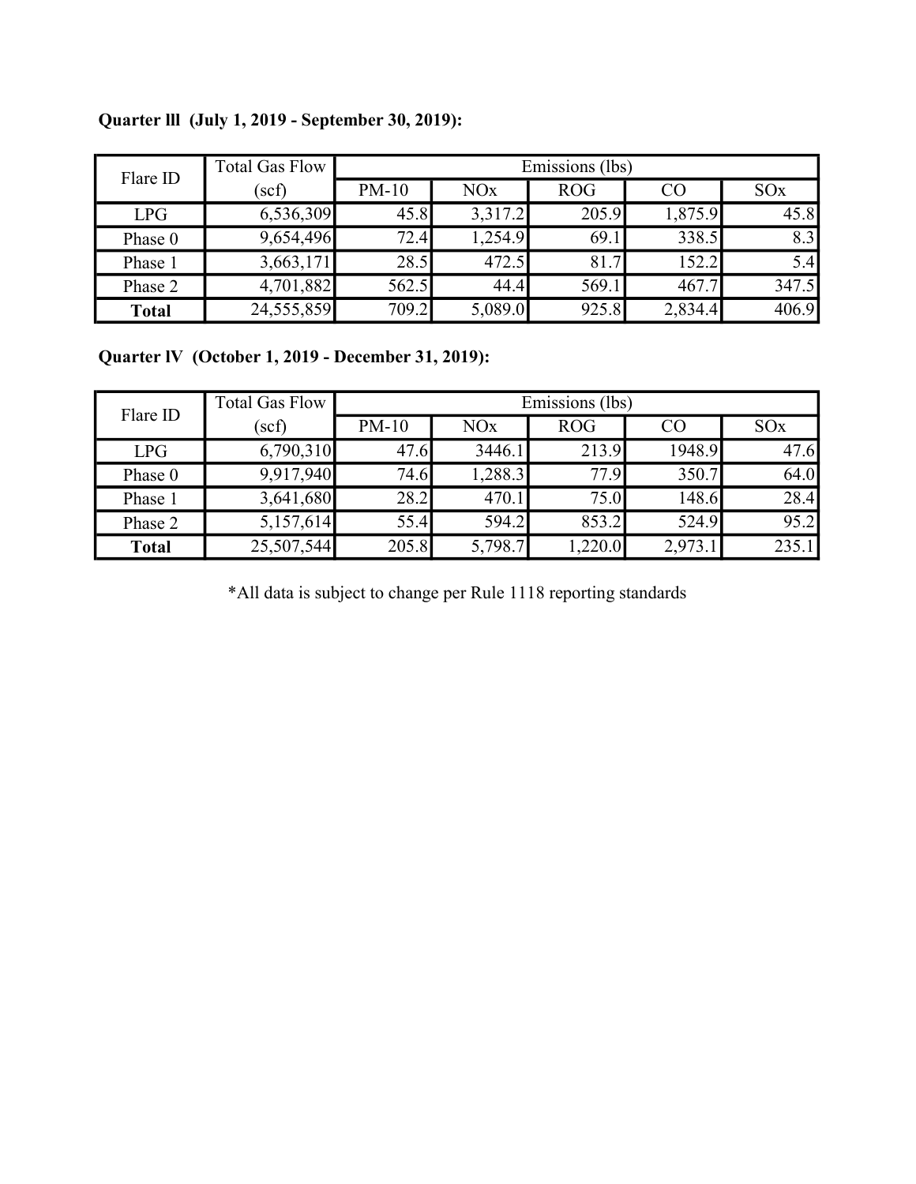**Quarter lll (July 1, 2019 - September 30, 2019):**

| Flare ID | Total Gas Flow (scf) | Emissions (lbs) | | | | |
|---|---|---|---|---|---|---|
| | | PM-10 | NOx | ROG | CO | SOx |
| LPG | 6,536,309 | 45.8 | 3,317.2 | 205.9 | 1,875.9 | 45.8 |
| Phase 0 | 9,654,496 | 72.4 | 1,254.9 | 69.1 | 338.5 | 8.3 |
| Phase 1 | 3,663,171 | 28.5 | 472.5 | 81.7 | 152.2 | 5.4 |
| Phase 2 | 4,701,882 | 562.5 | 44.4 | 569.1 | 467.7 | 347.5 |
| **Total** | 24,555,859 | 709.2 | 5,089.0 | 925.8 | 2,834.4 | 406.9 |

**Quarter lV (October 1, 2019 - December 31, 2019):**

| Flare ID | Total Gas Flow (scf) | Emissions (lbs) | | | | |
|---|---|---|---|---|---|---|
| | | PM-10 | NOx | ROG | CO | SOx |
| LPG | 6,790,310 | 47.6 | 3446.1 | 213.9 | 1948.9 | 47.6 |
| Phase 0 | 9,917,940 | 74.6 | 1,288.3 | 77.9 | 350.7 | 64.0 |
| Phase 1 | 3,641,680 | 28.2 | 470.1 | 75.0 | 148.6 | 28.4 |
| Phase 2 | 5,157,614 | 55.4 | 594.2 | 853.2 | 524.9 | 95.2 |
| **Total** | 25,507,544 | 205.8 | 5,798.7 | 1,220.0 | 2,973.1 | 235.1 |

*All data is subject to change per Rule 1118 reporting standards